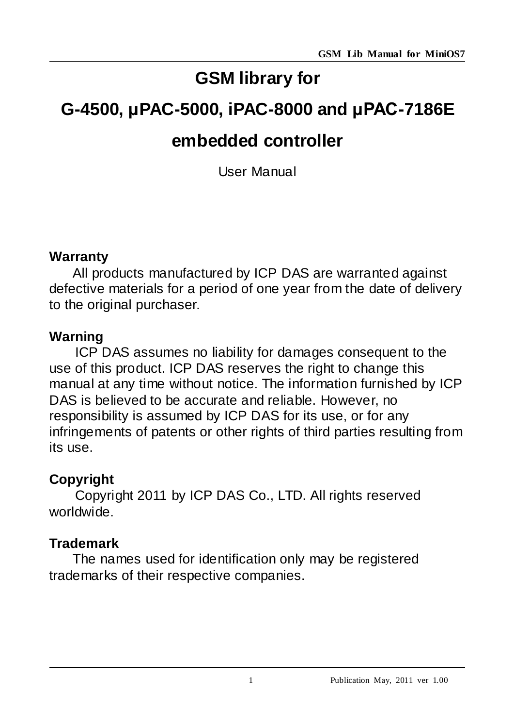# GSM library for

# G-4500, μPAC-5000, iPAC-8000 and μPAC-7186E

# embedded controller

User Manual

**Warranty**

All products manufactured by ICP DAS are warranted against defective materials for a period of one year from the date of delivery to the original purchaser.

**Warning**

ICP DAS assumes no liability for damages consequent to the use of this product. ICP DAS reserves the right to change this manual at any time without notice. The information furnished by ICP DAS is believed to be accurate and reliable. However, no responsibility is assumed by ICP DAS for its use, or for any infringements of patents or other rights of third parties resulting from its use.

**Copyright**

Copyright 2011 by ICP DAS Co., LTD. All rights reserved worldwide.

**Trademark**

The names used for identification only may be registered trademarks of their respective companies.

Publication May, 2011 ver 1.00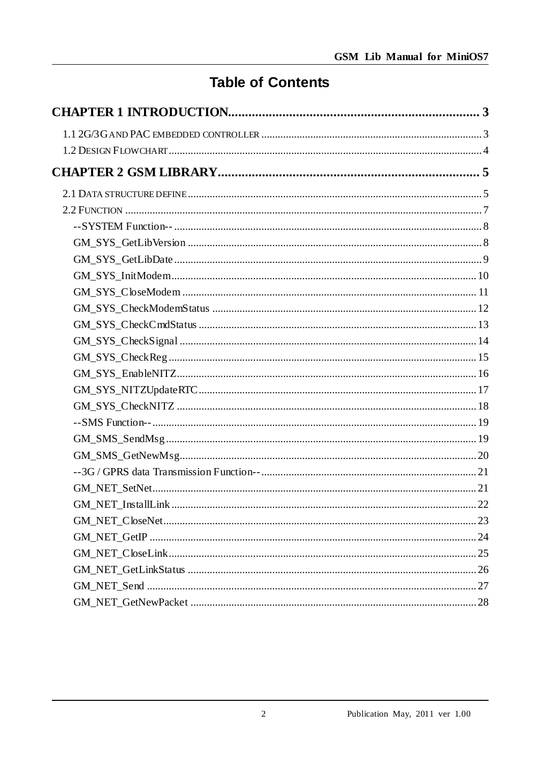# Table of Contents

**CHAPTER 1 INTRODUCTION........................................................................ 3**

1.1 2G/3G AND PAC EMBEDDED CONTROLLER ........................................................................ 3

1.2 DESIGN FLOWCHART ........................................................................ 4

**CHAPTER 2 GSM LIBRARY........................................................................ 5**

2.1 DATA STRUCTURE DEFINE ........................................................................ 5

2.2 FUNCTION ........................................................................ 7

--SYSTEM Function-- ........................................................................ 8

GM_SYS_GetLibVersion ........................................................................ 8

GM_SYS_GetLibDate ........................................................................ 9

GM_SYS_InitModem ........................................................................ 10

GM_SYS_CloseModem ........................................................................ 11

GM_SYS_CheckModemStatus ........................................................................ 12

GM_SYS_CheckCmdStatus ........................................................................ 13

GM_SYS_CheckSignal ........................................................................ 14

GM_SYS_CheckReg ........................................................................ 15

GM_SYS_EnableNITZ ........................................................................ 16

GM_SYS_NITZUpdateRTC ........................................................................ 17

GM_SYS_CheckNITZ ........................................................................ 18

--SMS Function-- ........................................................................ 19

GM_SMS_SendMsg ........................................................................ 19

GM_SMS_GetNewMsg ........................................................................ 20

--3G / GPRS data Transmission Function-- ........................................................................ 21

GM_NET_SetNet ........................................................................ 21

GM_NET_InstallLink ........................................................................ 22

GM_NET_CloseNet ........................................................................ 23

GM_NET_GetIP ........................................................................ 24

GM_NET_CloseLink ........................................................................ 25

GM_NET_GetLinkStatus ........................................................................ 26

GM_NET_Send ........................................................................ 27

GM_NET_GetNewPacket ........................................................................ 28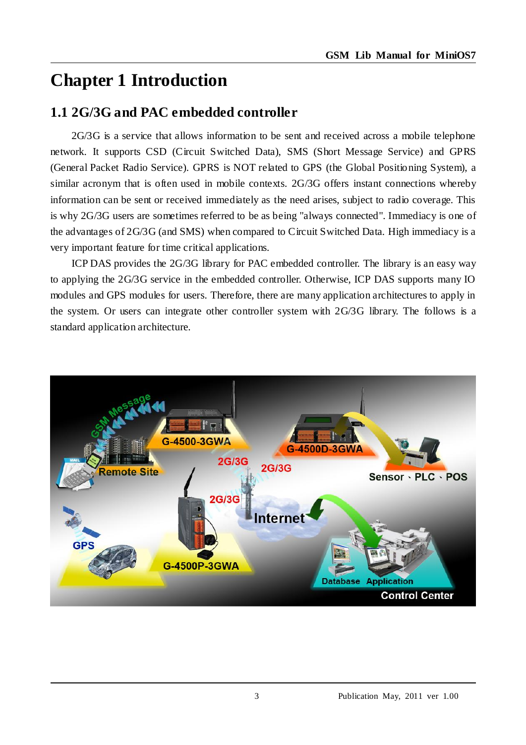# Chapter 1 Introduction

## 1.1 2G/3G and PAC embedded controller

2G/3G is a service that allows information to be sent and received across a mobile telephone network. It supports CSD (Circuit Switched Data), SMS (Short Message Service) and GPRS (General Packet Radio Service). GPRS is NOT related to GPS (the Global Positioning System), a similar acronym that is often used in mobile contexts. 2G/3G offers instant connections whereby information can be sent or received immediately as the need arises, subject to radio coverage. This is why 2G/3G users are sometimes referred to be as being "always connected". Immediacy is one of the advantages of 2G/3G (and SMS) when compared to Circuit Switched Data. High immediacy is a very important feature for time critical applications.

ICP DAS provides the 2G/3G library for PAC embedded controller. The library is an easy way to applying the 2G/3G service in the embedded controller. Otherwise, ICP DAS supports many IO modules and GPS modules for users. Therefore, there are many application architectures to apply in the system. Or users can integrate other controller system with 2G/3G library. The follows is a standard application architecture.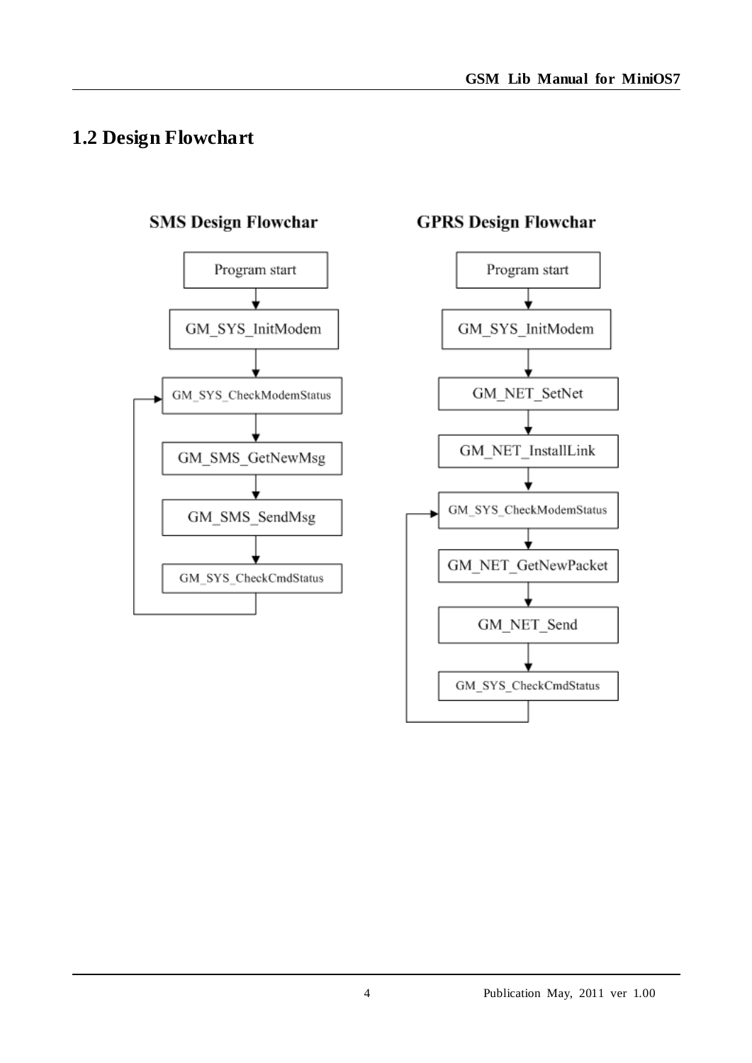## 1.2 Design Flowchart

**SMS Design Flowchar**

Program start → GM_SYS_InitModem → GM_SYS_CheckModemStatus → GM_SMS_GetNewMsg → GM_SMS_SendMsg → GM_SYS_CheckCmdStatus → (loop back to GM_SYS_CheckModemStatus)

**GPRS Design Flowchar**

Program start → GM_SYS_InitModem → GM_NET_SetNet → GM_NET_InstallLink → GM_SYS_CheckModemStatus → GM_NET_GetNewPacket → GM_NET_Send → GM_SYS_CheckCmdStatus → (loop back to GM_SYS_CheckModemStatus)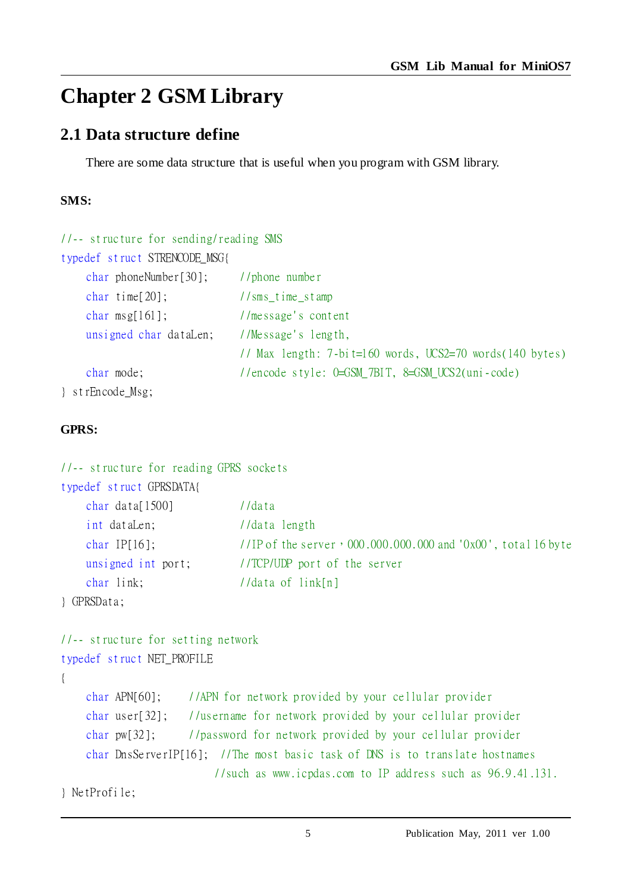# Chapter 2 GSM Library

## 2.1 Data structure define

There are some data structure that is useful when you program with GSM library.

**SMS:**

```
//-- structure for sending/reading SMS
typedef struct STRENCODE_MSG{
    char phoneNumber[30];      //phone number
    char time[20];             //sms_time_stamp
    char msg[161];             //message's content
    unsigned char dataLen;     //Message's length,
                               // Max length: 7-bit=160 words, UCS2=70 words(140 bytes)
    char mode;                 //encode style: 0=GSM_7BIT, 8=GSM_UCS2(uni-code)
} strEncode_Msg;
```

**GPRS:**

```
//-- structure for reading GPRS sockets
typedef struct GPRSDATA{
    char data[1500]            //data
    int dataLen;               //data length
    char IP[16];               //IP of the server，000.000.000.000 and '0x00', total 16 byte
    unsigned int port;         //TCP/UDP port of the server
    char link;                 //data of link[n]
} GPRSData;

//-- structure for setting network
typedef struct NET_PROFILE
{
    char APN[60];     //APN for network provided by your cellular provider
    char user[32];    //username for network provided by your cellular provider
    char pw[32];      //password for network provided by your cellular provider
    char DnsServerIP[16];  //The most basic task of DNS is to translate hostnames
                          //such as www.icpdas.com to IP address such as 96.9.41.131.
} NetProfile;
```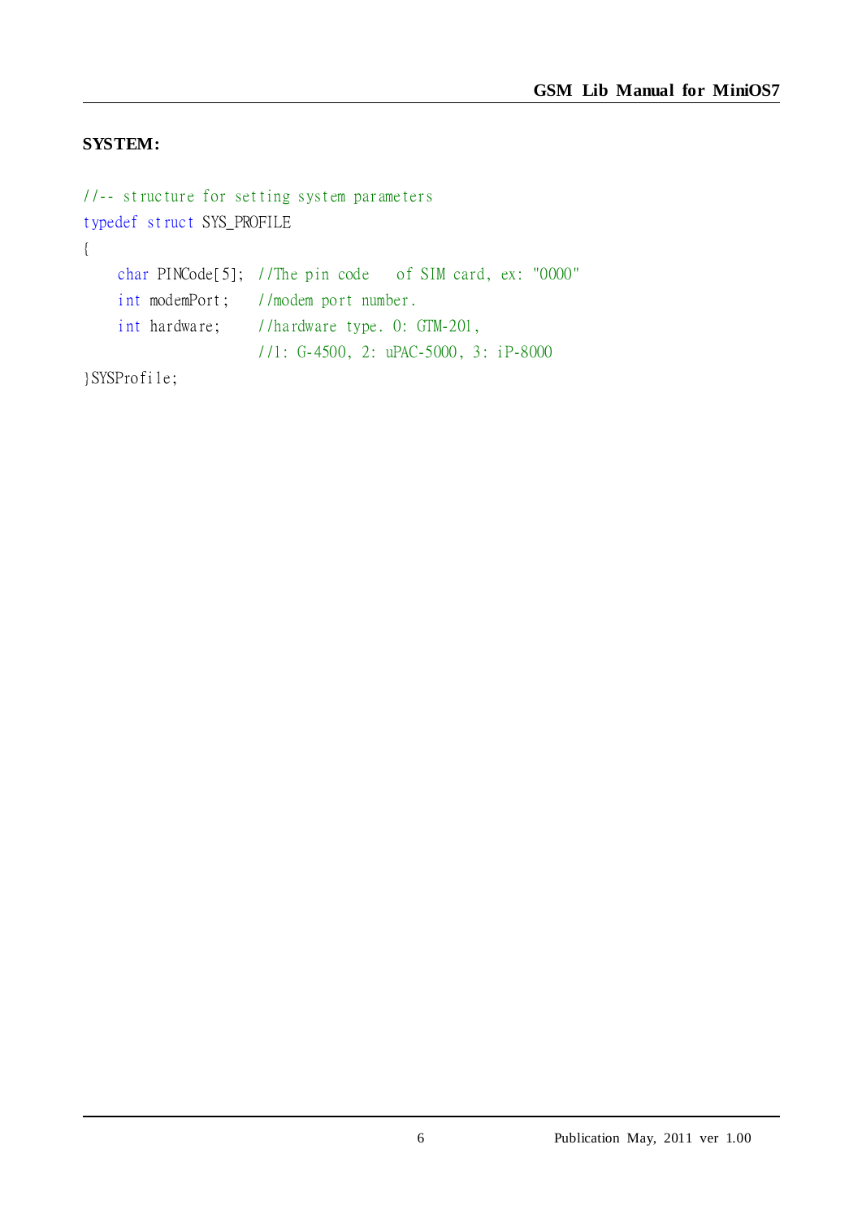**SYSTEM:**

```
//-- structure for setting system parameters
typedef struct SYS_PROFILE
{
    char PINCode[5]; //The pin code   of SIM card, ex: "0000"
    int modemPort;   //modem port number.
    int hardware;    //hardware type. 0: GTM-201,
                     //1: G-4500, 2: uPAC-5000, 3: iP-8000
}SYSProfile;
```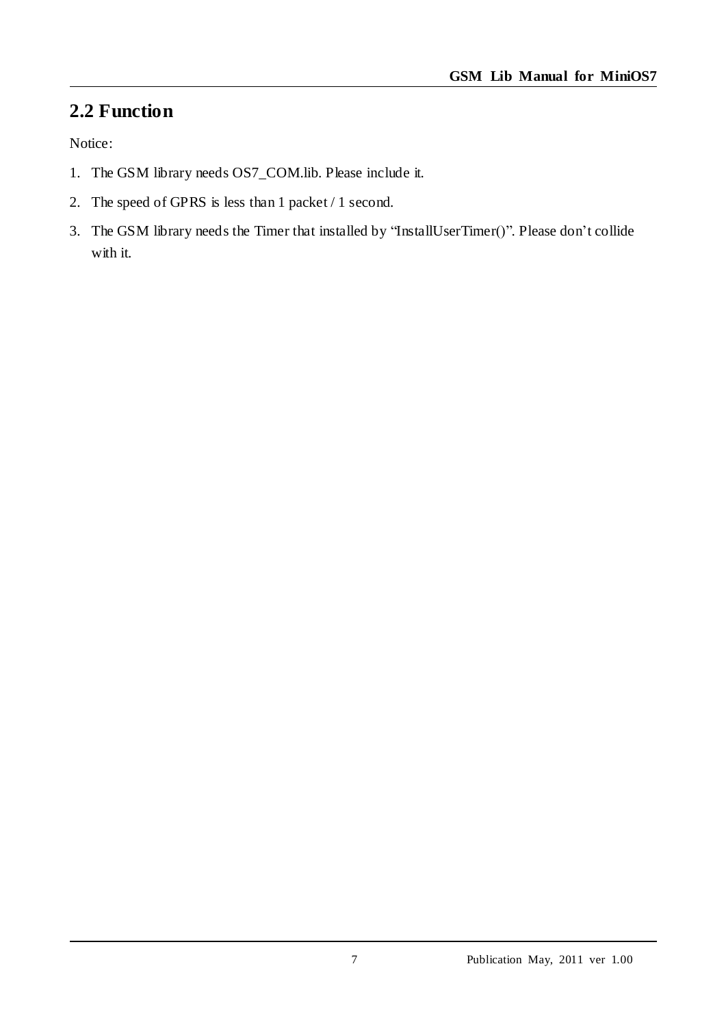## 2.2 Function

Notice:

1. The GSM library needs OS7_COM.lib. Please include it.
2. The speed of GPRS is less than 1 packet / 1 second.
3. The GSM library needs the Timer that installed by "InstallUserTimer()". Please don't collide with it.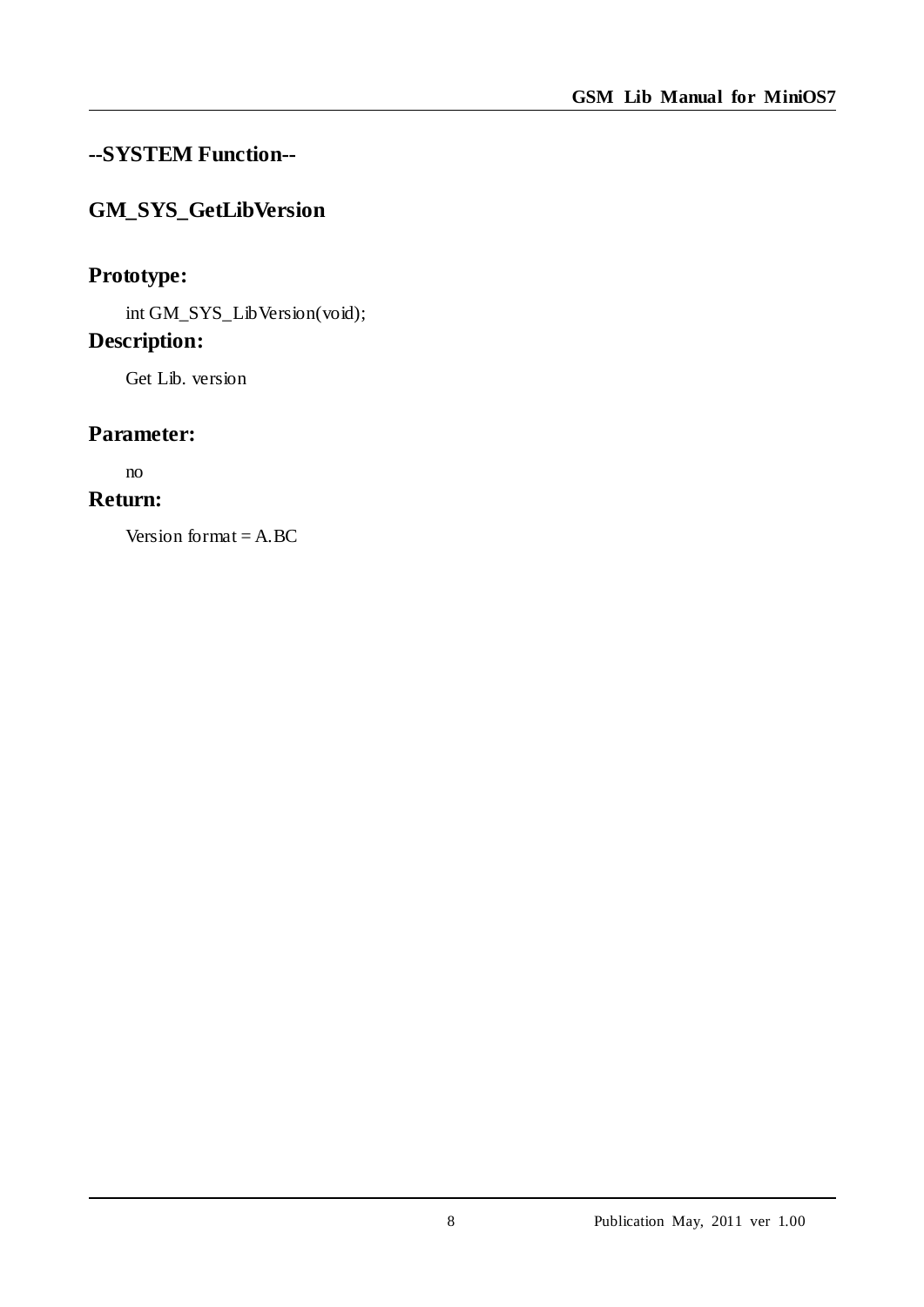## --SYSTEM Function--

## GM_SYS_GetLibVersion

### Prototype:

```
int GM_SYS_LibVersion(void);
```

### Description:

Get Lib. version

### Parameter:

no

### Return:

Version format = A.BC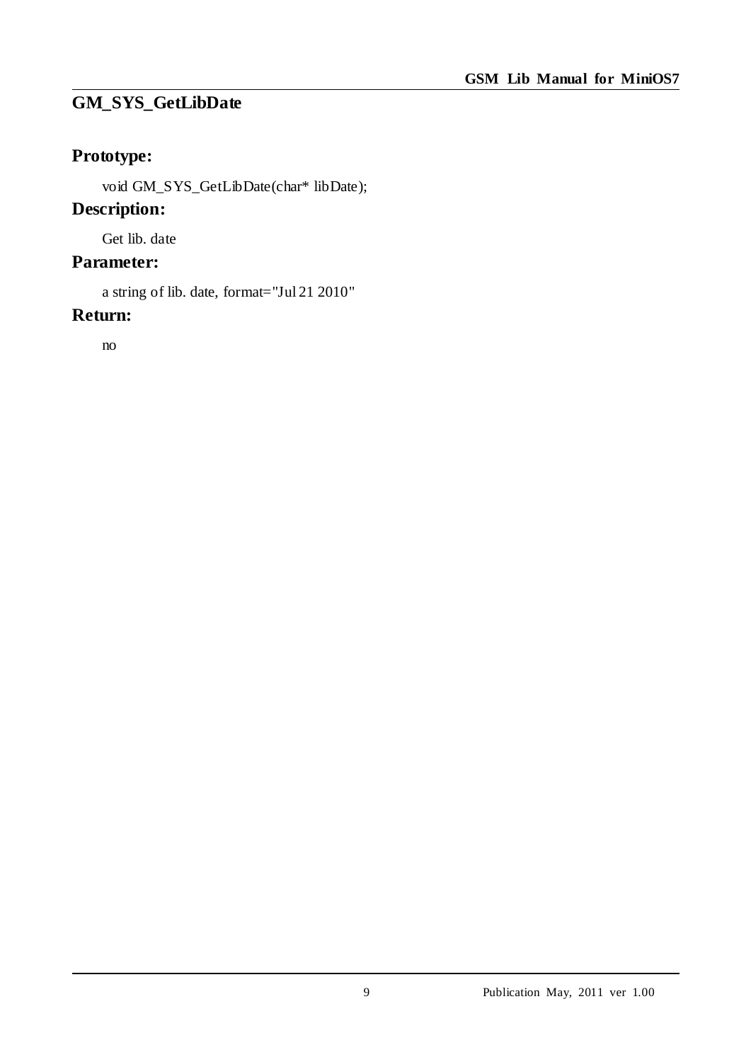## GM_SYS_GetLibDate

### Prototype:

```
void GM_SYS_GetLibDate(char* libDate);
```

### Description:

Get lib. date

### Parameter:

a string of lib. date, format="Jul 21 2010"

### Return:

no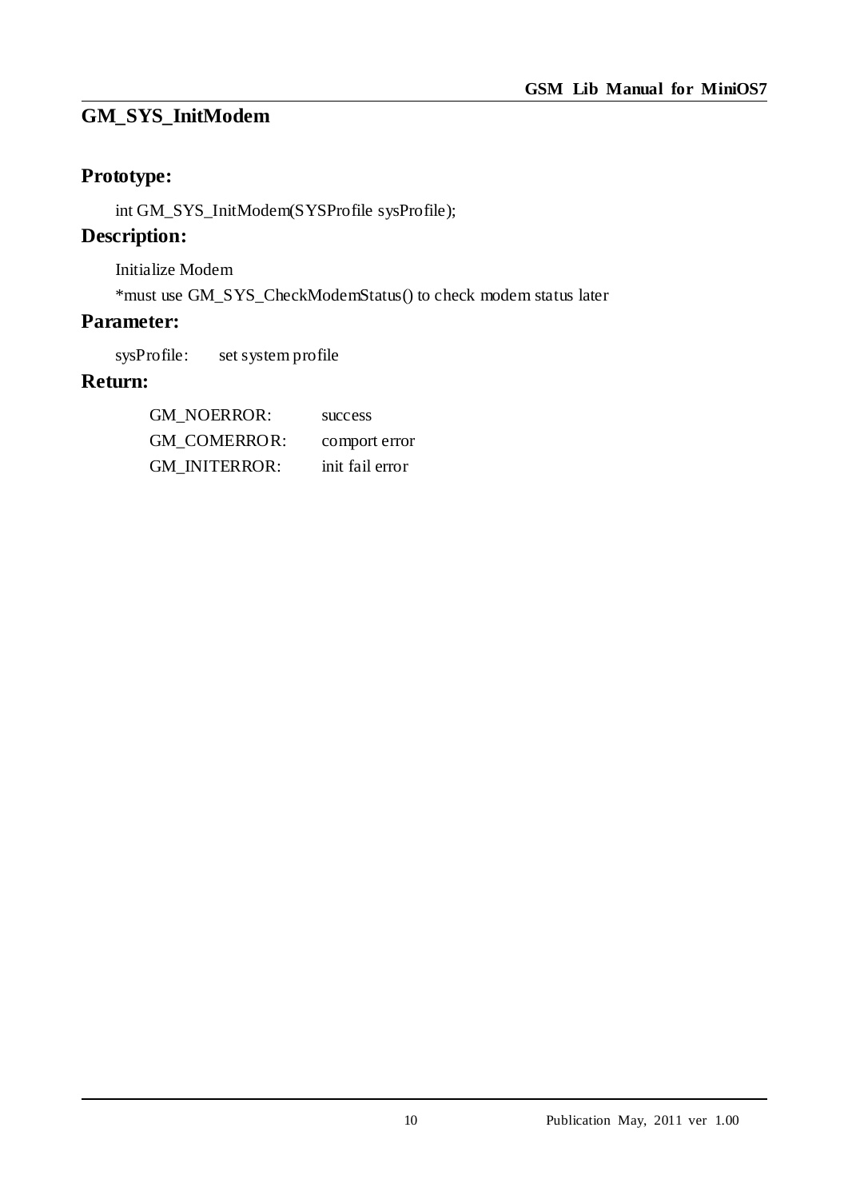# GM_SYS_InitModem

## Prototype:

int GM_SYS_InitModem(SYSProfile sysProfile);

## Description:

Initialize Modem

*must use GM_SYS_CheckModemStatus() to check modem status later

## Parameter:

sysProfile: set system profile

## Return:

| | |
|---|---|
| GM_NOERROR: | success |
| GM_COMERROR: | comport error |
| GM_INITERROR: | init fail error |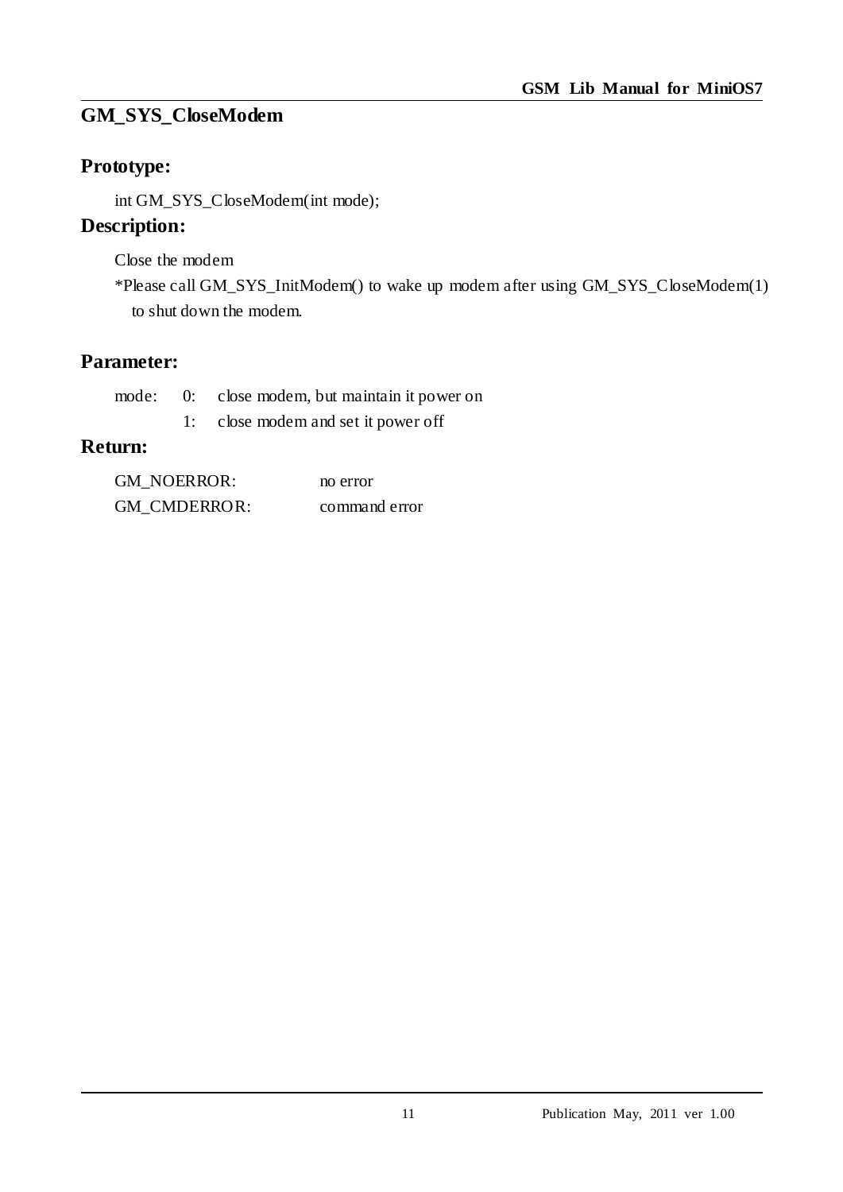## GM_SYS_CloseModem

### Prototype:

```
int GM_SYS_CloseModem(int mode);
```

### Description:

Close the modem

*Please call GM_SYS_InitModem() to wake up modem after using GM_SYS_CloseModem(1) to shut down the modem.

### Parameter:

mode:
- 0: close modem, but maintain it power on
- 1: close modem and set it power off

### Return:

| | |
|---|---|
| GM_NOERROR: | no error |
| GM_CMDERROR: | command error |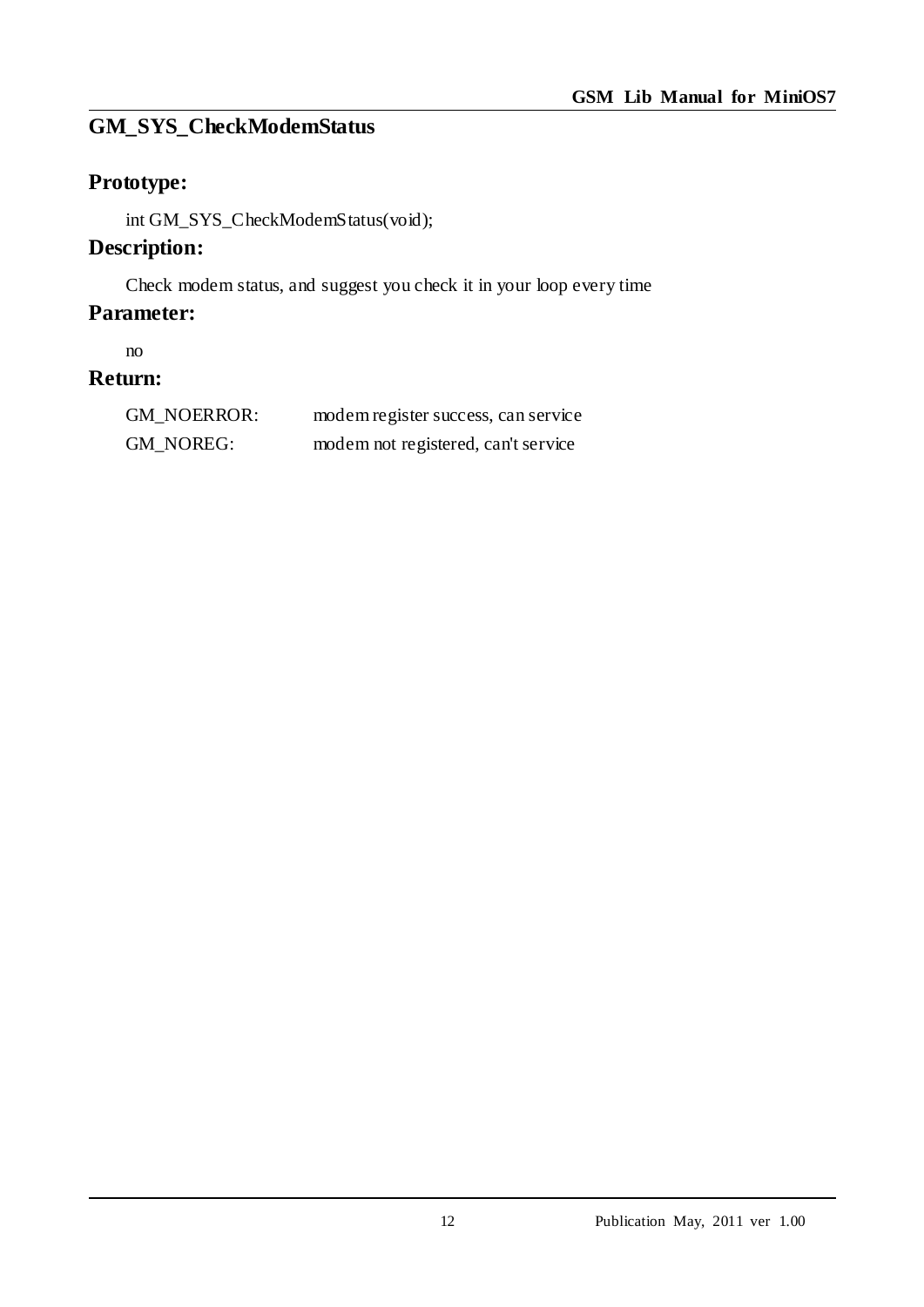# GM_SYS_CheckModemStatus

## Prototype:

```
int GM_SYS_CheckModemStatus(void);
```

## Description:

Check modem status, and suggest you check it in your loop every time

## Parameter:

no

## Return:

| | |
|---|---|
| GM_NOERROR: | modem register success, can service |
| GM_NOREG: | modem not registered, can't service |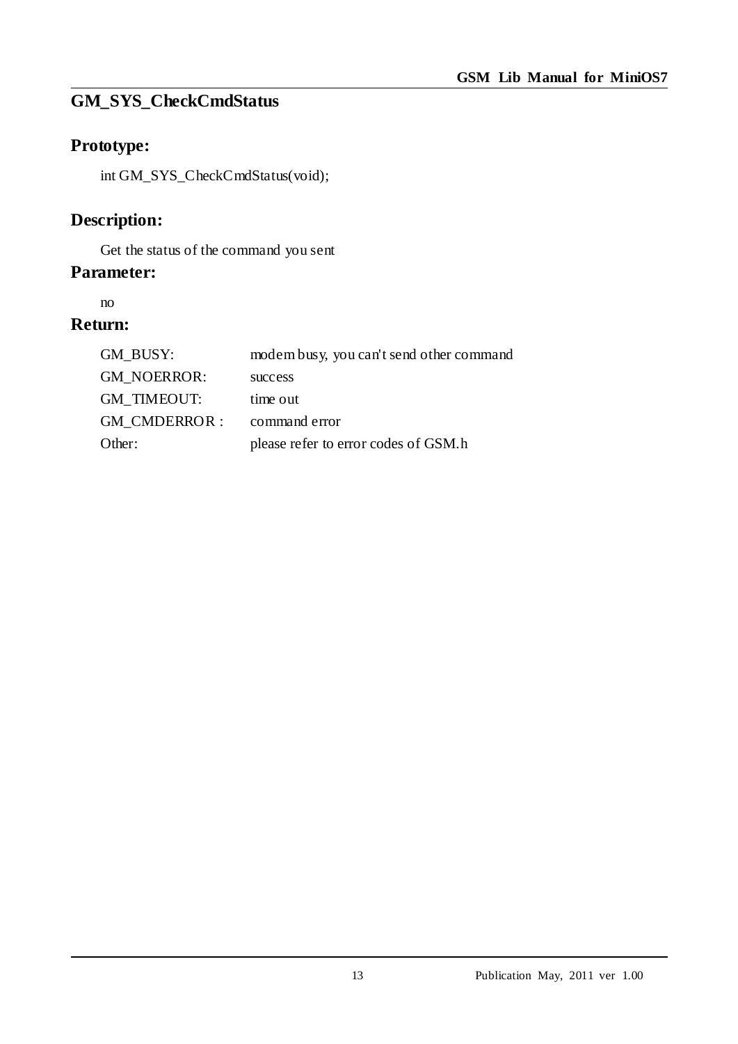# GM_SYS_CheckCmdStatus

## Prototype:

```
int GM_SYS_CheckCmdStatus(void);
```

## Description:

Get the status of the command you sent

## Parameter:

no

## Return:

| | |
|---|---|
| GM_BUSY: | modem busy, you can't send other command |
| GM_NOERROR: | success |
| GM_TIMEOUT: | time out |
| GM_CMDERROR : | command error |
| Other: | please refer to error codes of GSM.h |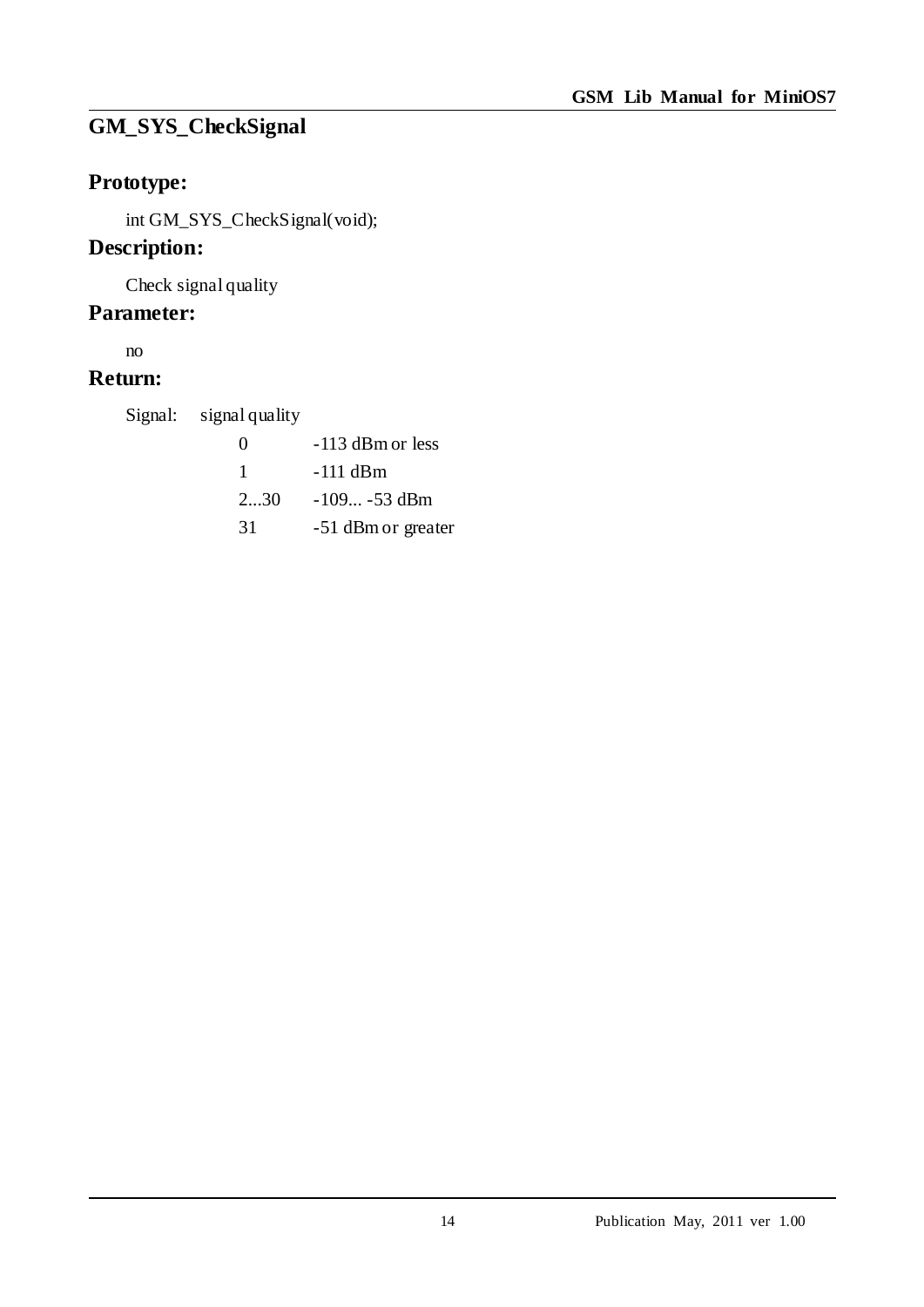## GM_SYS_CheckSignal

### Prototype:

```
int GM_SYS_CheckSignal(void);
```

### Description:

Check signal quality

### Parameter:

no

### Return:

Signal: signal quality

| | |
|---|---|
| 0 | -113 dBm or less |
| 1 | -111 dBm |
| 2...30 | -109... -53 dBm |
| 31 | -51 dBm or greater |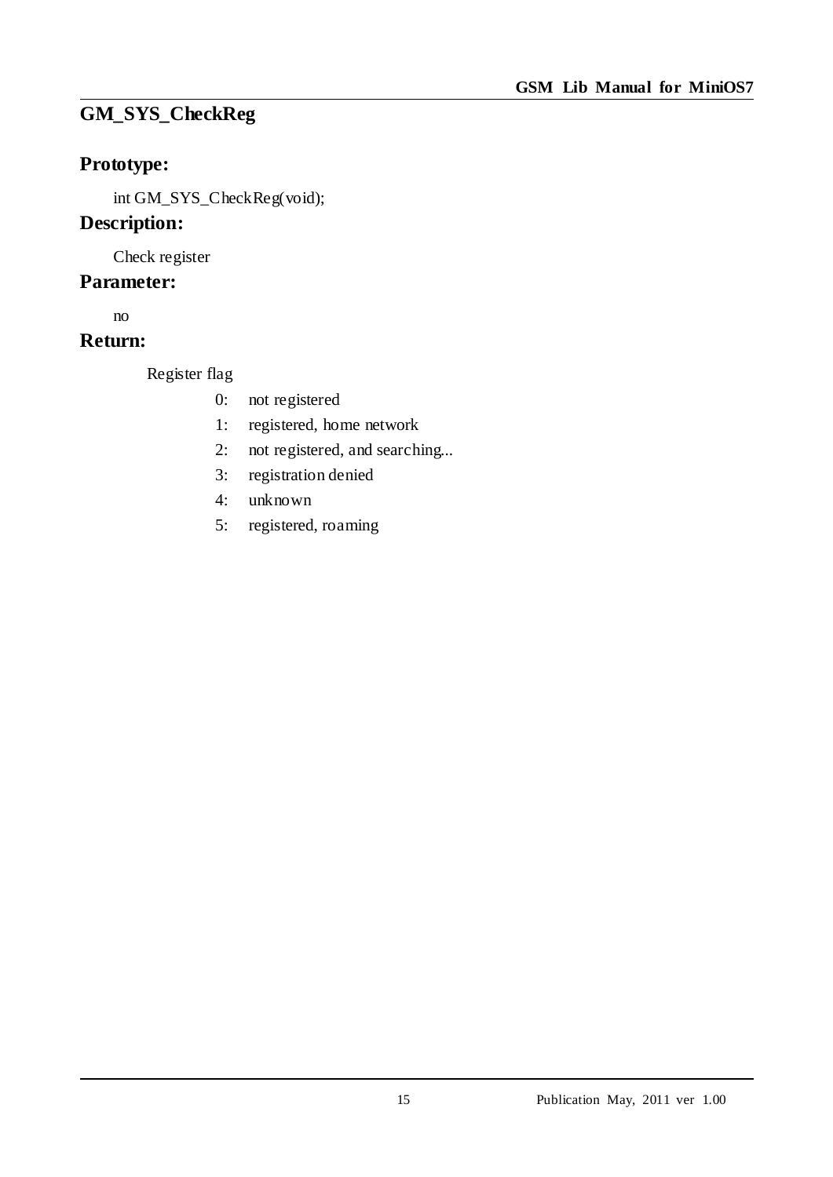## GM_SYS_CheckReg

### Prototype:

int GM_SYS_CheckReg(void);

### Description:

Check register

### Parameter:

no

### Return:

Register flag

- 0: not registered
- 1: registered, home network
- 2: not registered, and searching...
- 3: registration denied
- 4: unknown
- 5: registered, roaming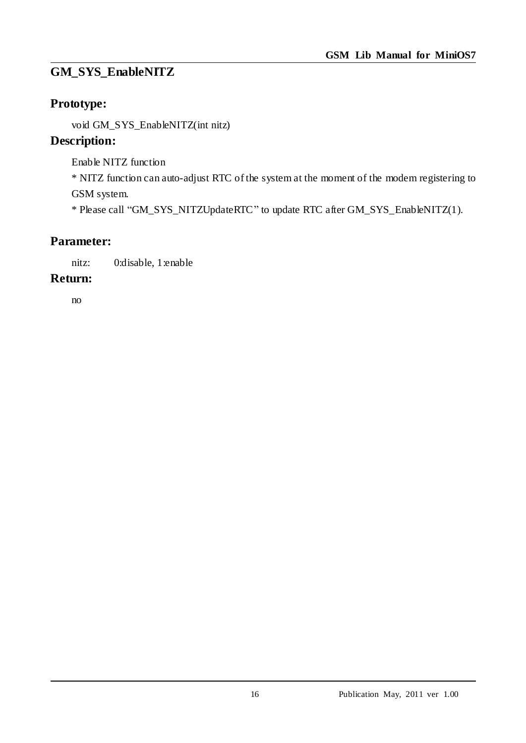## GM_SYS_EnableNITZ

### Prototype:

```
void GM_SYS_EnableNITZ(int nitz)
```

### Description:

Enable NITZ function

* NITZ function can auto-adjust RTC of the system at the moment of the modem registering to GSM system.

* Please call "GM_SYS_NITZUpdateRTC" to update RTC after GM_SYS_EnableNITZ(1).

### Parameter:

nitz: 0:disable, 1:enable

### Return:

no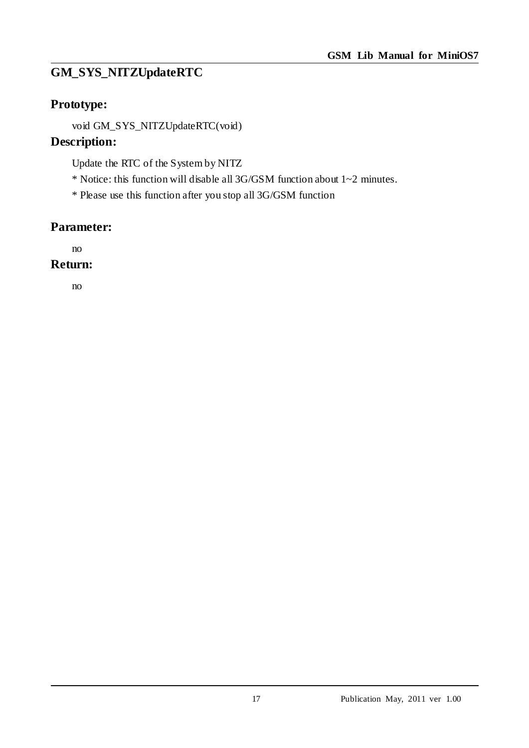## GM_SYS_NITZUpdateRTC

### Prototype:

void GM_SYS_NITZUpdateRTC(void)

### Description:

Update the RTC of the System by NITZ

* Notice: this function will disable all 3G/GSM function about 1~2 minutes.

* Please use this function after you stop all 3G/GSM function

### Parameter:

no

### Return:

no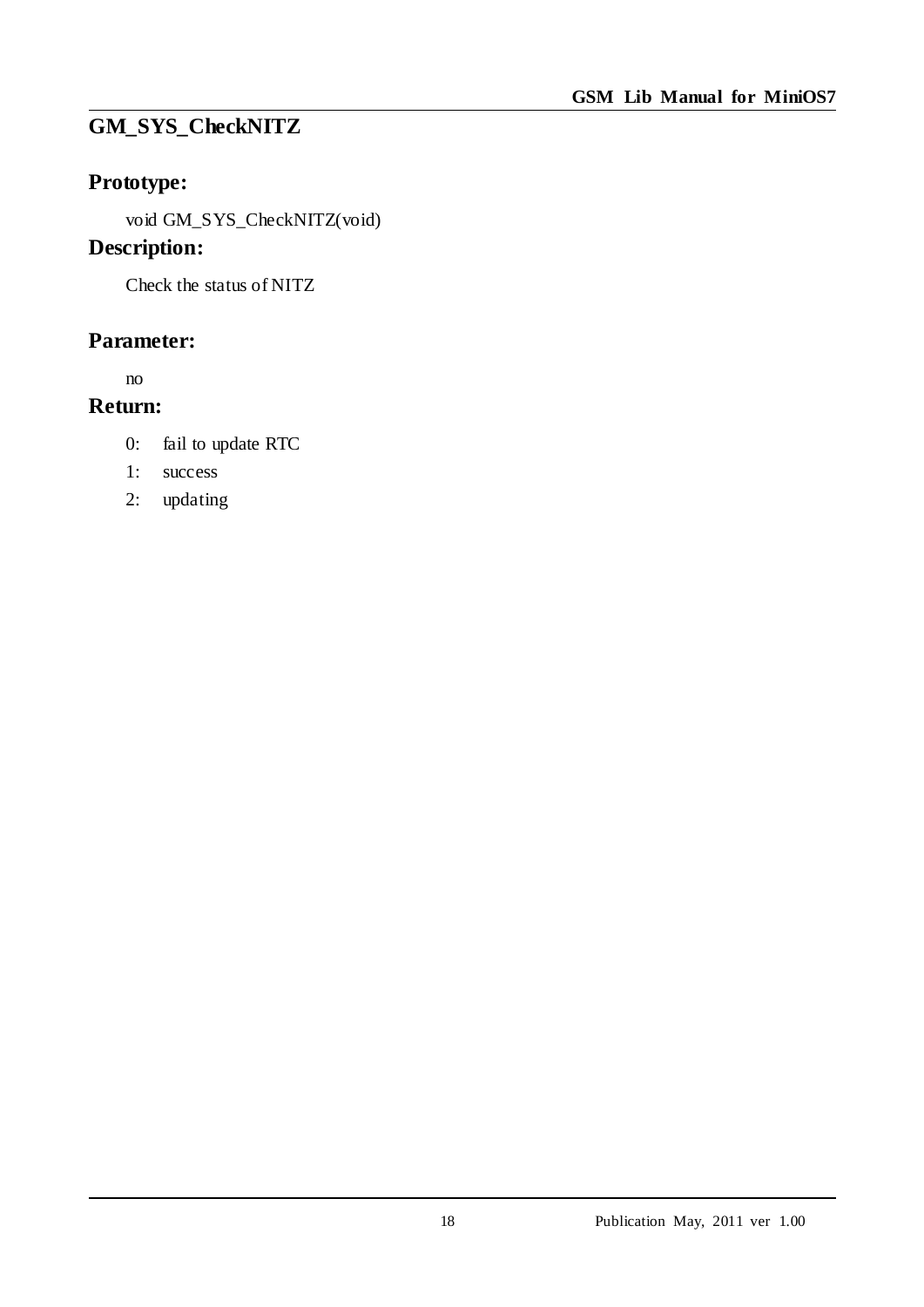# GM_SYS_CheckNITZ

## Prototype:

void GM_SYS_CheckNITZ(void)

## Description:

Check the status of NITZ

## Parameter:

no

## Return:

0: fail to update RTC

1: success

2: updating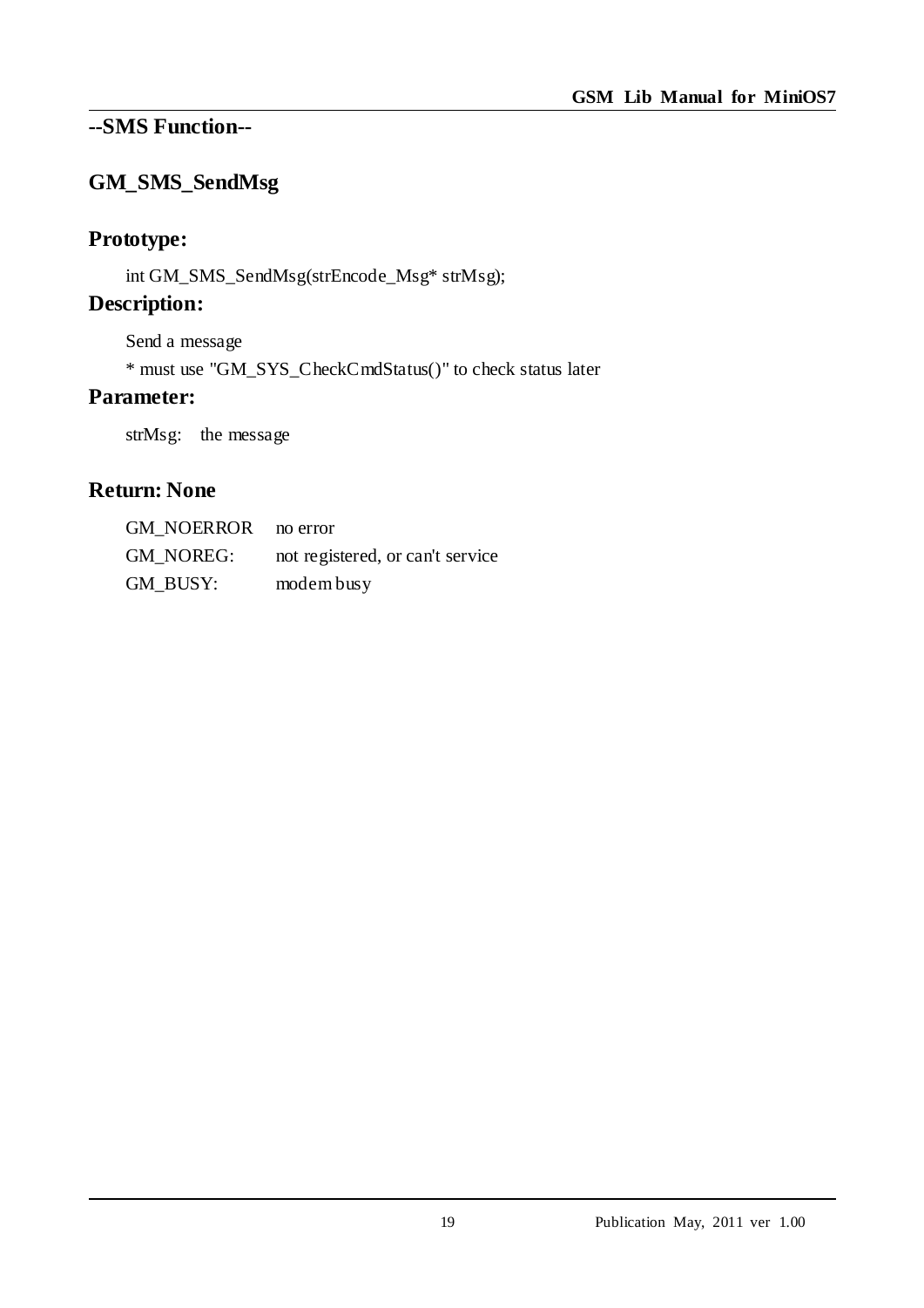## --SMS Function--

### GM_SMS_SendMsg

### Prototype:

int GM_SMS_SendMsg(strEncode_Msg* strMsg);

### Description:

Send a message

* must use "GM_SYS_CheckCmdStatus()" to check status later

### Parameter:

strMsg: the message

### Return: None

| | |
|---|---|
| GM_NOERROR | no error |
| GM_NOREG: | not registered, or can't service |
| GM_BUSY: | modem busy |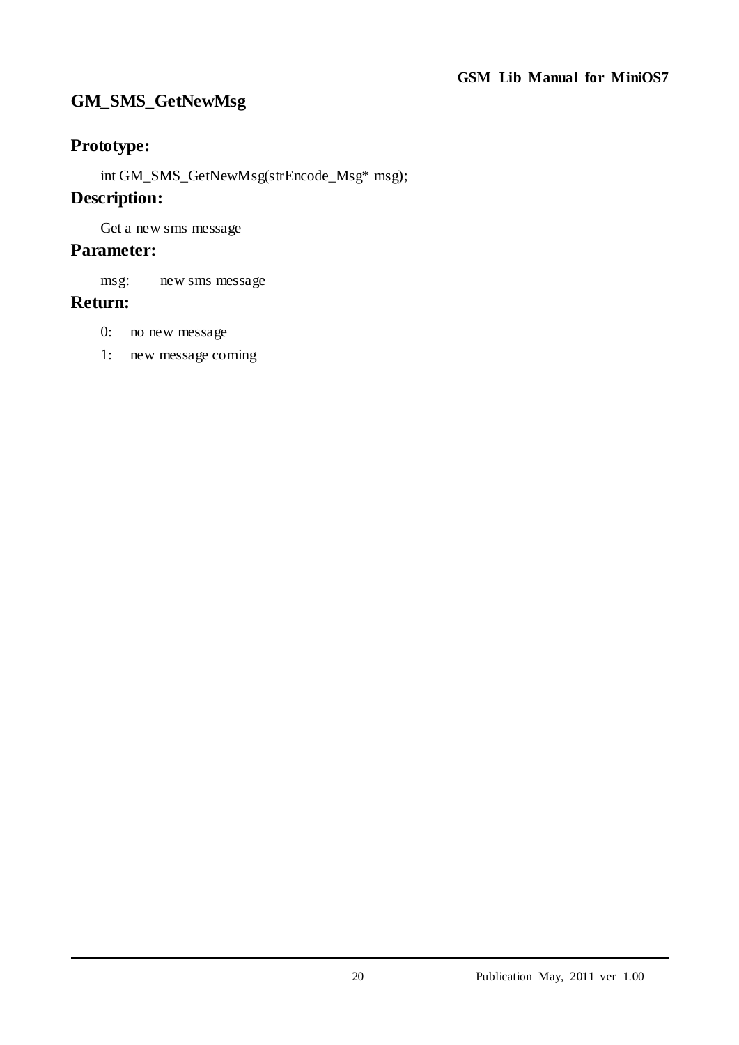## GM_SMS_GetNewMsg

### Prototype:

int GM_SMS_GetNewMsg(strEncode_Msg* msg);

### Description:

Get a new sms message

### Parameter:

msg: new sms message

### Return:

0: no new message

1: new message coming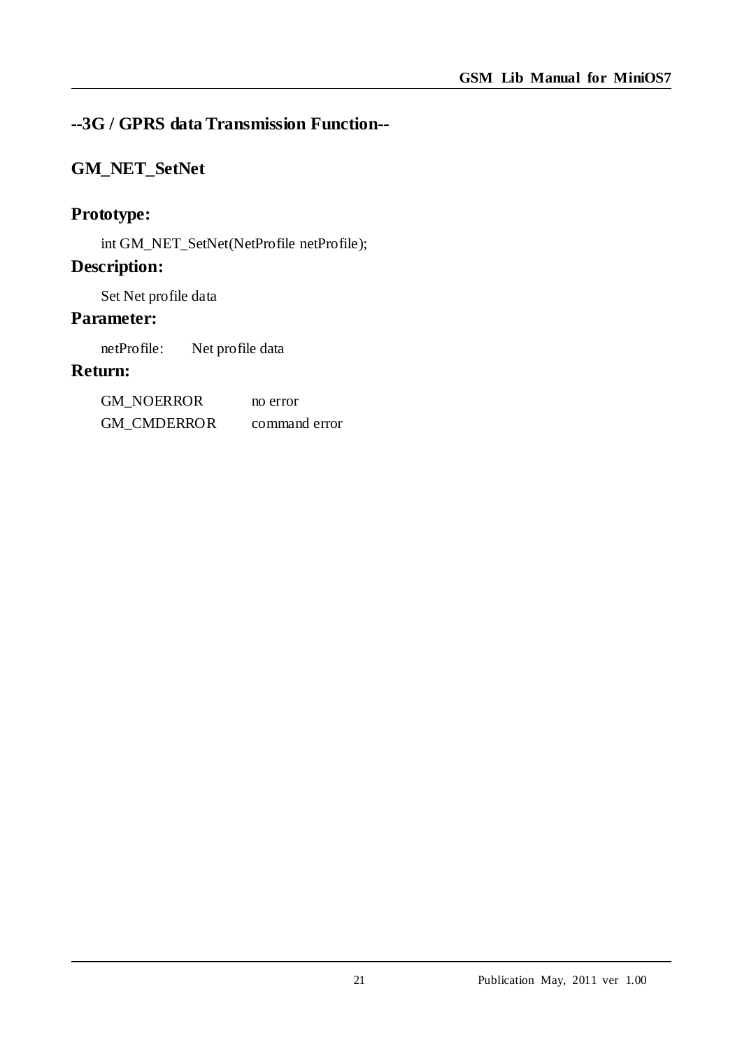## --3G / GPRS data Transmission Function--

## GM_NET_SetNet

### Prototype:

int GM_NET_SetNet(NetProfile netProfile);

### Description:

Set Net profile data

### Parameter:

netProfile: Net profile data

### Return:

| | |
|---|---|
| GM_NOERROR | no error |
| GM_CMDERROR | command error |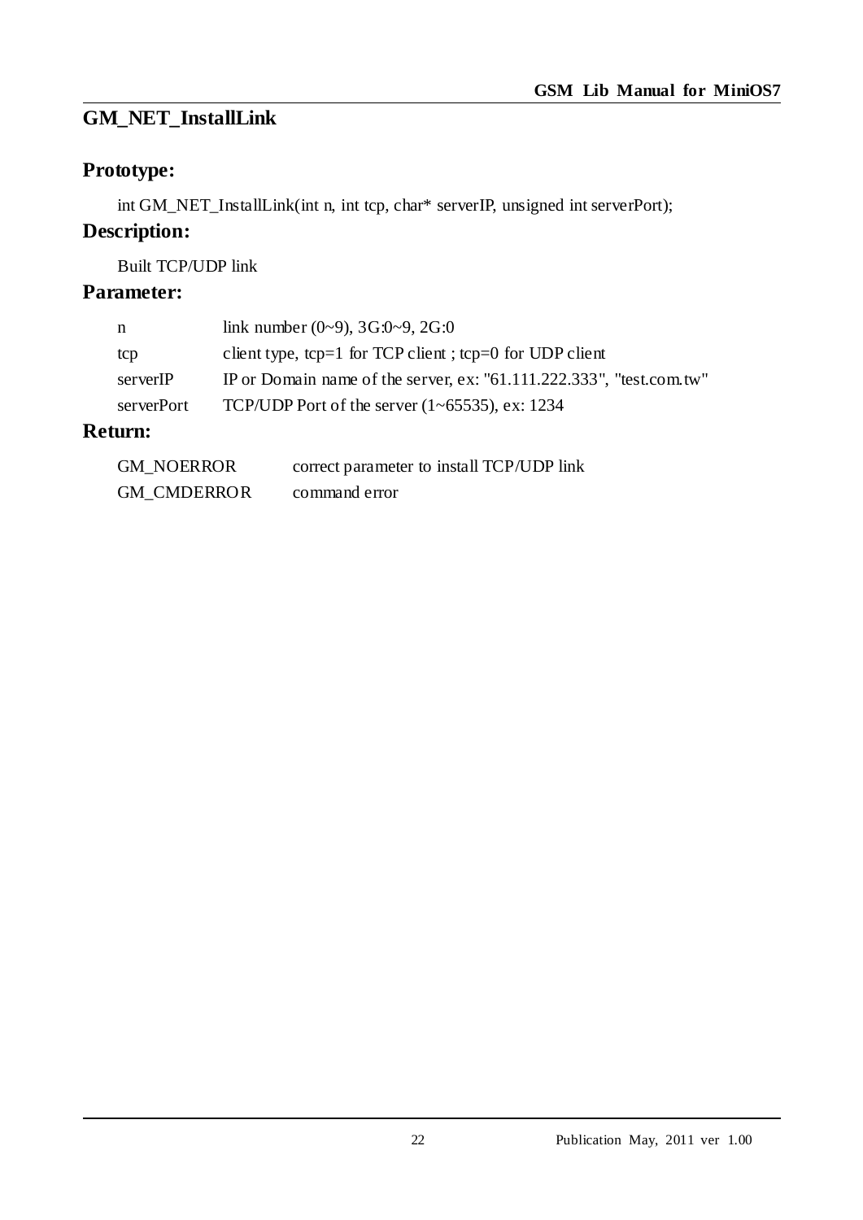# GM_NET_InstallLink

## Prototype:

int GM_NET_InstallLink(int n, int tcp, char* serverIP, unsigned int serverPort);

## Description:

Built TCP/UDP link

## Parameter:

| | |
|---|---|
| n | link number (0~9), 3G:0~9, 2G:0 |
| tcp | client type, tcp=1 for TCP client ; tcp=0 for UDP client |
| serverIP | IP or Domain name of the server, ex: "61.111.222.333", "test.com.tw" |
| serverPort | TCP/UDP Port of the server (1~65535), ex: 1234 |

## Return:

| | |
|---|---|
| GM_NOERROR | correct parameter to install TCP/UDP link |
| GM_CMDERROR | command error |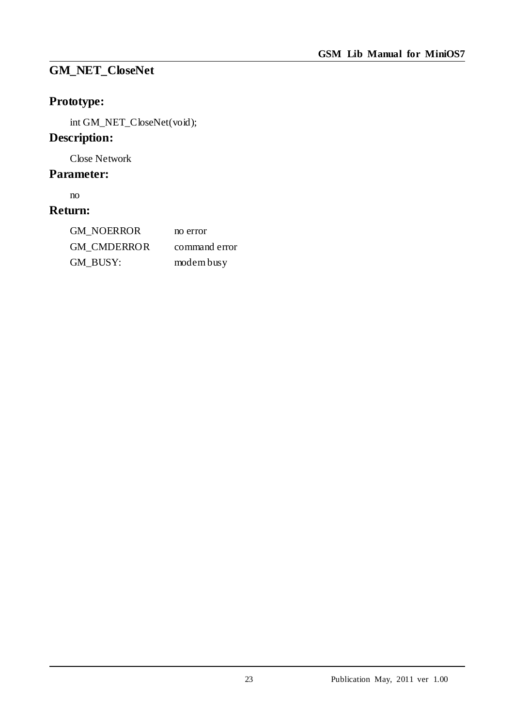# GM_NET_CloseNet

## Prototype:

int GM_NET_CloseNet(void);

## Description:

Close Network

## Parameter:

no

## Return:

| | |
|---|---|
| GM_NOERROR | no error |
| GM_CMDERROR | command error |
| GM_BUSY: | modem busy |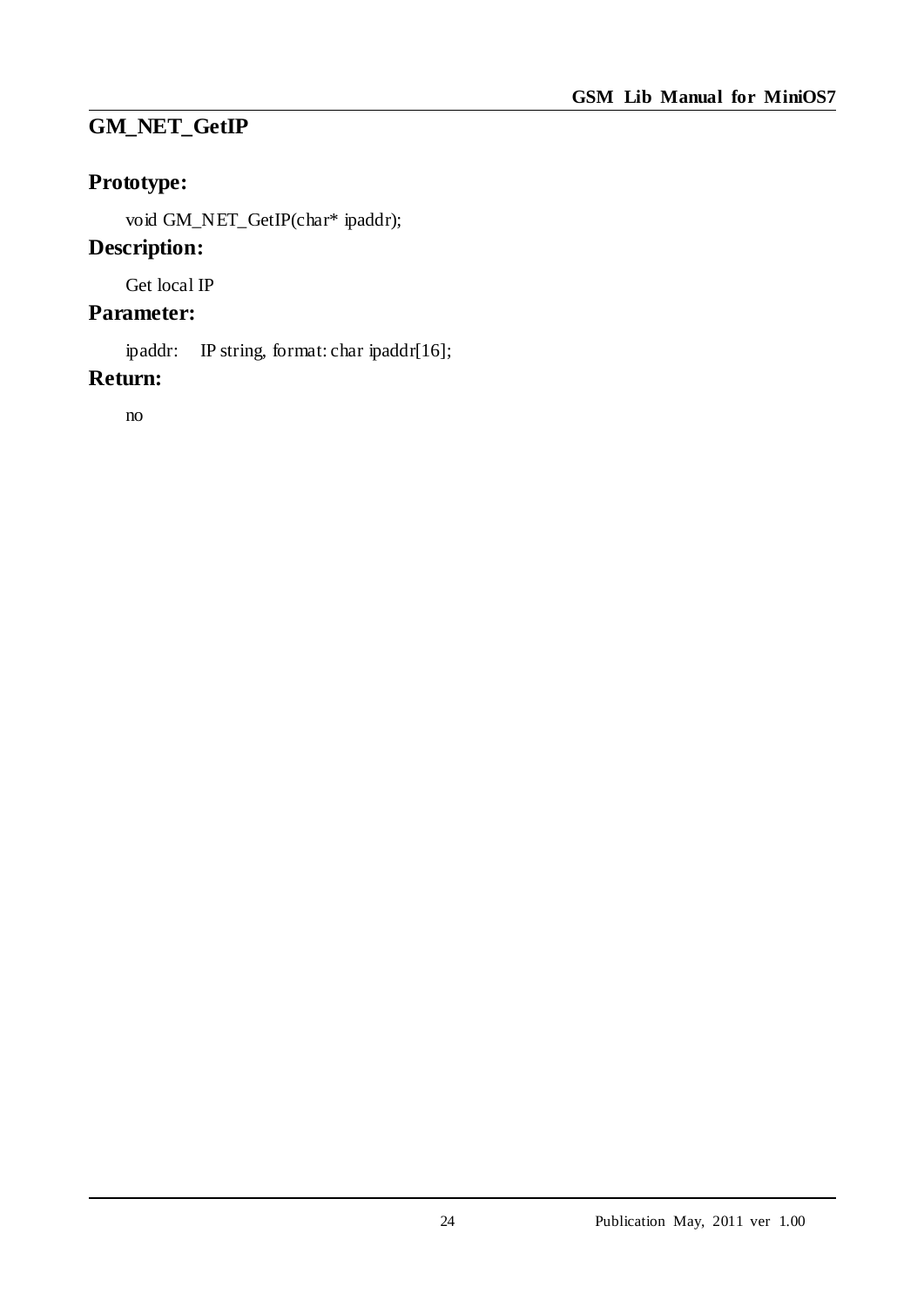## GM_NET_GetIP

### Prototype:

void GM_NET_GetIP(char* ipaddr);

### Description:

Get local IP

### Parameter:

ipaddr: IP string, format: char ipaddr[16];

### Return:

no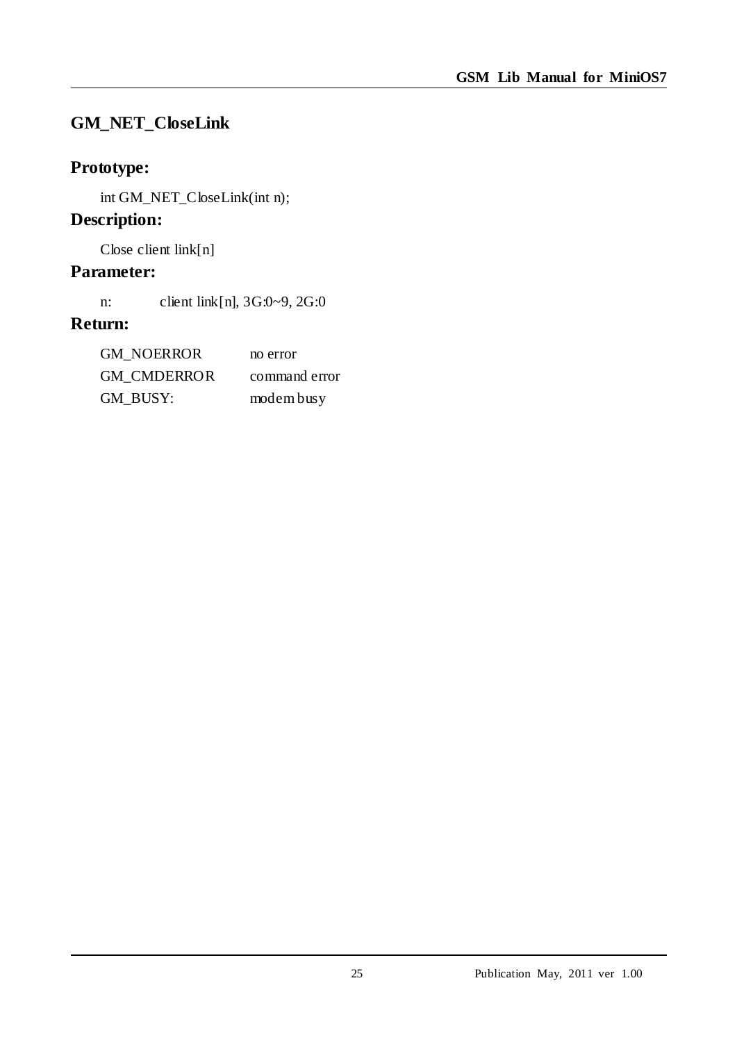## GM_NET_CloseLink

### Prototype:

```
int GM_NET_CloseLink(int n);
```

### Description:

Close client link[n]

### Parameter:

n: client link[n], 3G:0~9, 2G:0

### Return:

| | |
|---|---|
| GM_NOERROR | no error |
| GM_CMDERROR | command error |
| GM_BUSY: | modem busy |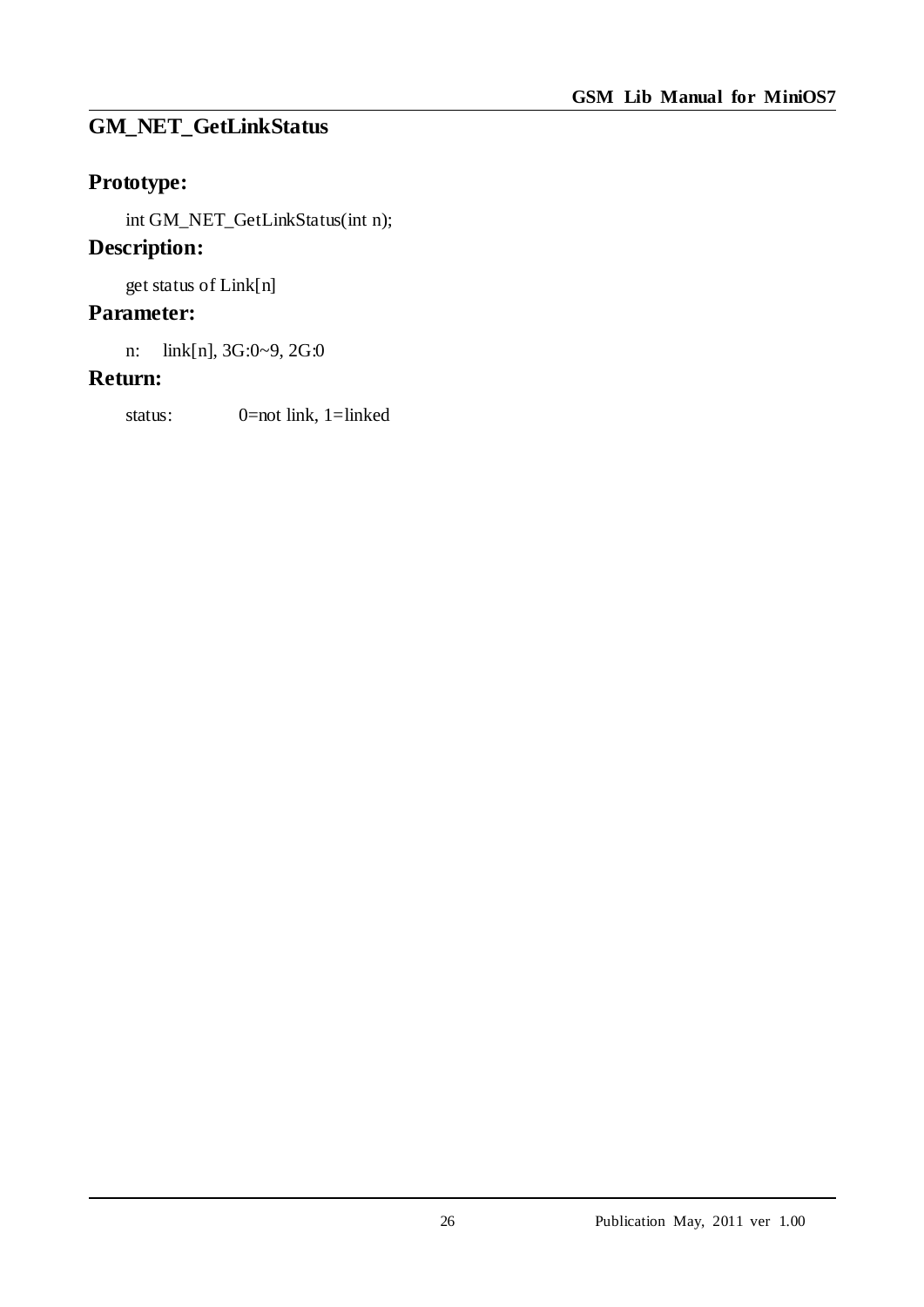## GM_NET_GetLinkStatus

### Prototype:

int GM_NET_GetLinkStatus(int n);

### Description:

get status of Link[n]

### Parameter:

n: link[n], 3G:0~9, 2G:0

### Return:

status: 0=not link, 1=linked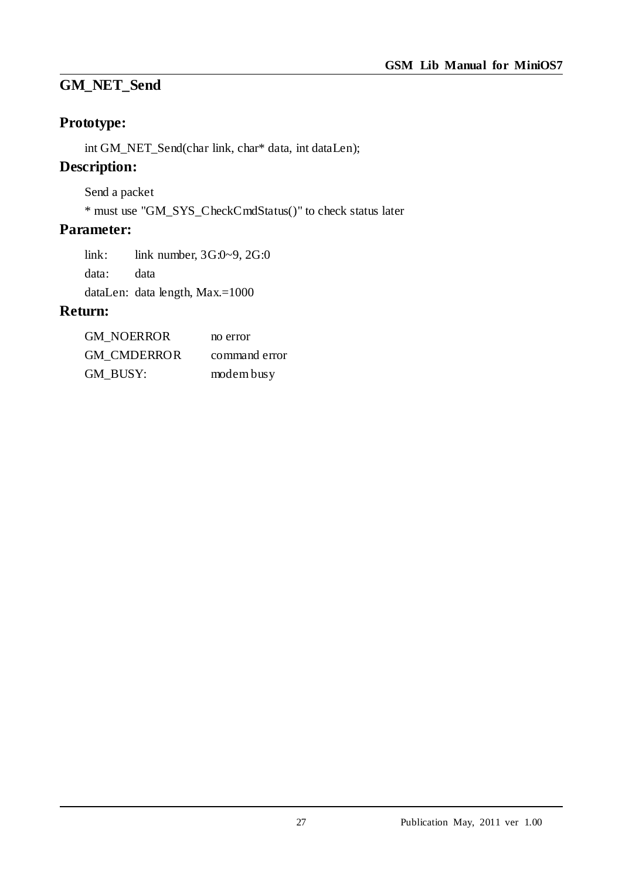# GM_NET_Send

## Prototype:

```
int GM_NET_Send(char link, char* data, int dataLen);
```

## Description:

Send a packet

* must use "GM_SYS_CheckCmdStatus()" to check status later

## Parameter:

| | |
|---|---|
| link: | link number, 3G:0~9, 2G:0 |
| data: | data |
| dataLen: | data length, Max.=1000 |

## Return:

| | |
|---|---|
| GM_NOERROR | no error |
| GM_CMDERROR | command error |
| GM_BUSY: | modem busy |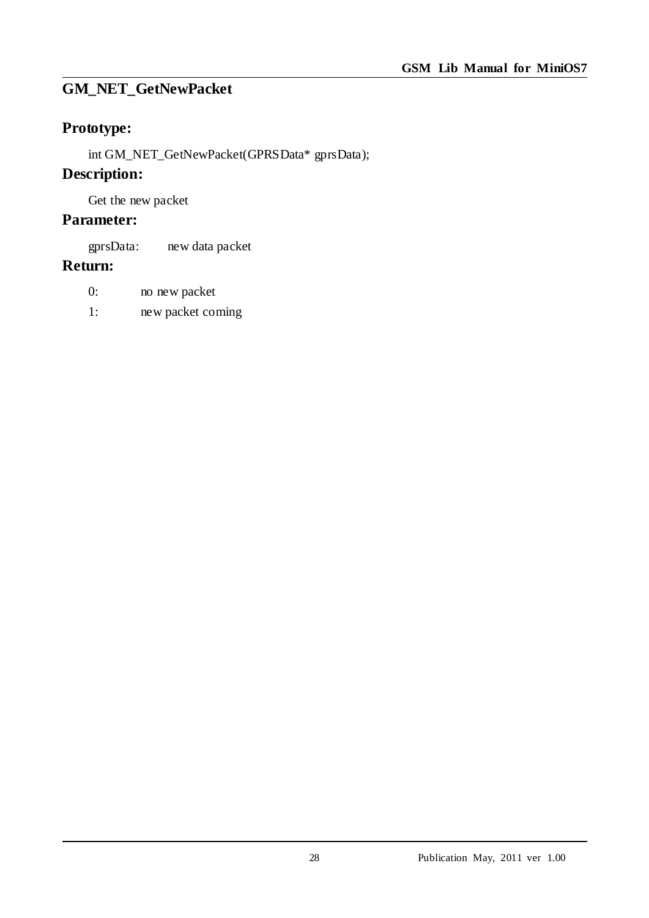## GM_NET_GetNewPacket

### Prototype:

```
int GM_NET_GetNewPacket(GPRSData* gprsData);
```

### Description:

Get the new packet

### Parameter:

gprsData: new data packet

### Return:

0: no new packet

1: new packet coming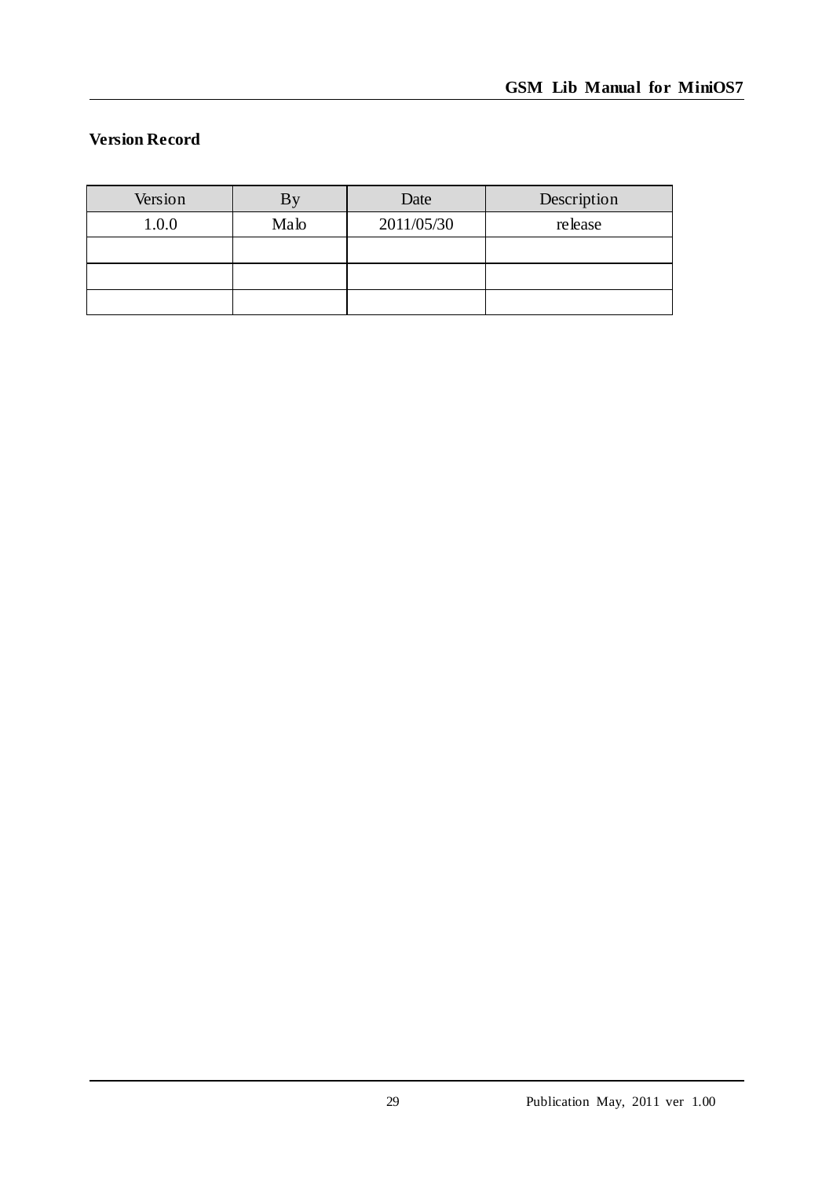**Version Record**

| Version | By | Date | Description |
| --- | --- | --- | --- |
| 1.0.0 | Malo | 2011/05/30 | release |
| | | | |
| | | | |
| | | | |